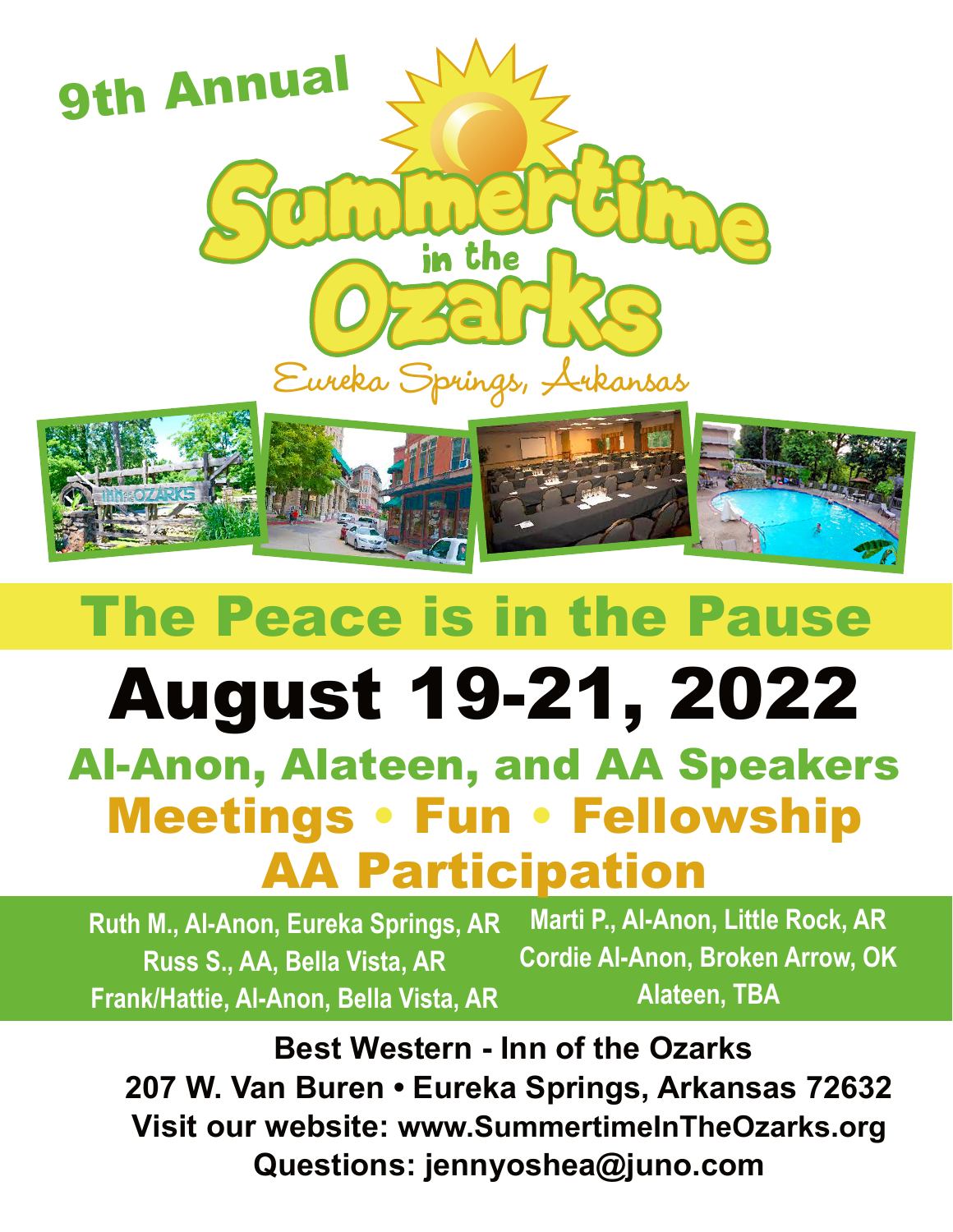9th Annual

# Summertime in the Ozarks

Eureka Springs, Arkansas

## The Peace is in the Pause

# August 19-21, 2022

## Al-Anon, Alateen, and AA Speakers

## Meetings • Fun • Fellowship

## AA Participation

**Ruth M., Al-Anon, Eureka Springs, AR**
**Russ S., AA, Bella Vista, AR**
**Frank/Hattie, Al-Anon, Bella Vista, AR**
**Marti P., Al-Anon, Little Rock, AR**
**Cordie Al-Anon, Broken Arrow, OK**
**Alateen, TBA**

**Best Western - Inn of the Ozarks**
**207 W. Van Buren • Eureka Springs, Arkansas 72632**
**Visit our website: www.SummertimeInTheOzarks.org**
**Questions: jennyoshea@juno.com**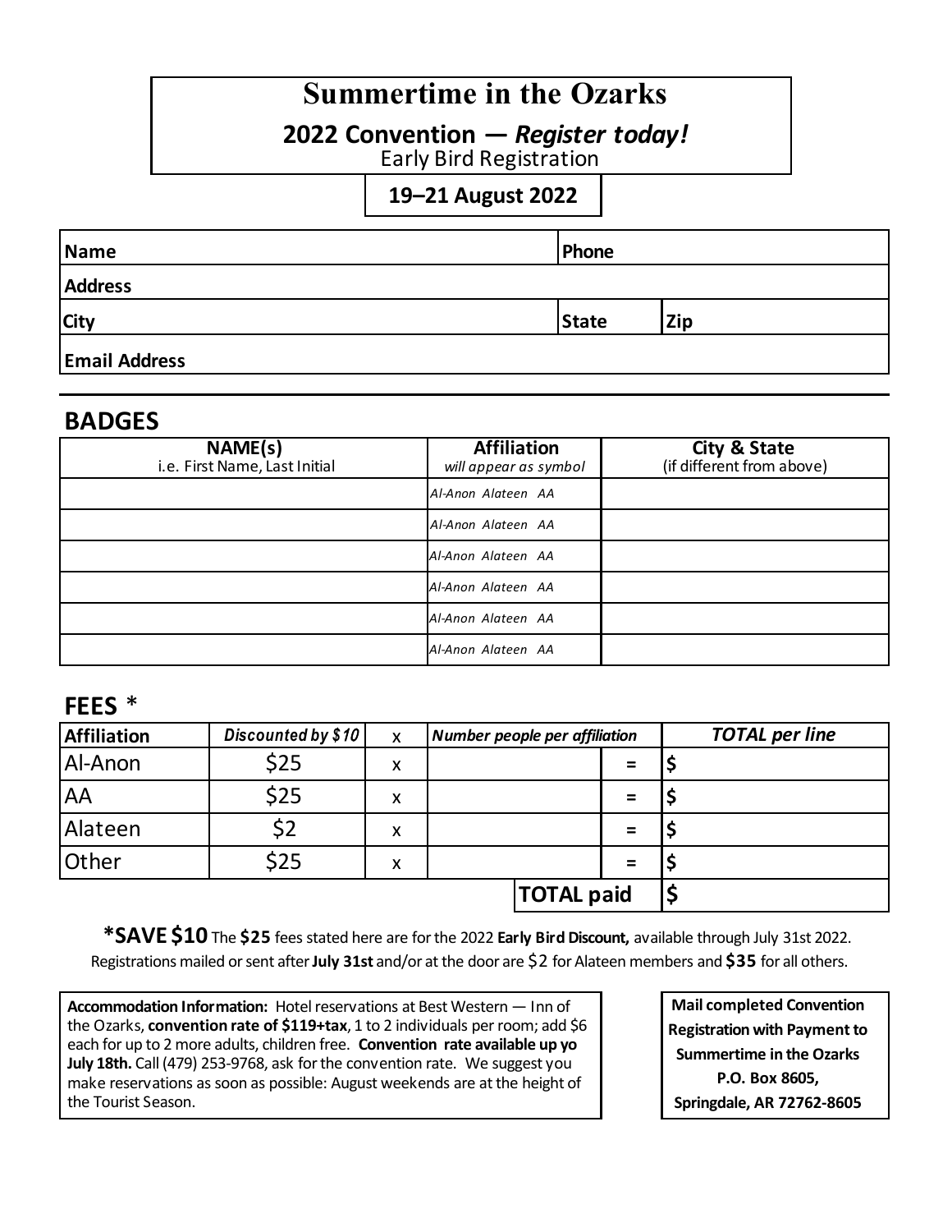# Summertime in the Ozarks

## 2022 Convention — *Register today!*

Early Bird Registration

**19–21 August 2022**

| | |
|---|---|
| **Name** | **Phone** |
| **Address** | |
| **City** | **State** / **Zip** |
| **Email Address** | |

## BADGES

| NAME(s) i.e. First Name, Last Initial | Affiliation *will appear as symbol* | City & State (if different from above) |
|---|---|---|
| | *Al-Anon Alateen AA* | |
| | *Al-Anon Alateen AA* | |
| | *Al-Anon Alateen AA* | |
| | *Al-Anon Alateen AA* | |
| | *Al-Anon Alateen AA* | |
| | *Al-Anon Alateen AA* | |

## FEES *

| Affiliation | *Discounted by $10* | x | *Number people per affiliation* | | *TOTAL per line* |
|---|---|---|---|---|---|
| Al-Anon | $25 | x | | = | $ |
| AA | $25 | x | | = | $ |
| Alateen | $2 | x | | = | $ |
| Other | $25 | x | | = | $ |
| | | | **TOTAL paid** | | $ |

**\*SAVE $10** The **$25** fees stated here are for the 2022 **Early Bird Discount,** available through July 31st 2022. Registrations mailed or sent after **July 31st** and/or at the door are $2 for Alateen members and **$35** for all others.

**Accommodation Information:** Hotel reservations at Best Western — Inn of the Ozarks, **convention rate of $119+tax**, 1 to 2 individuals per room; add $6 each for up to 2 more adults, children free. **Convention rate available up yo July 18th.** Call (479) 253-9768, ask for the convention rate. We suggest you make reservations as soon as possible: August weekends are at the height of the Tourist Season.

**Mail completed Convention Registration with Payment to**
**Summertime in the Ozarks**
**P.O. Box 8605,**
**Springdale, AR 72762-8605**